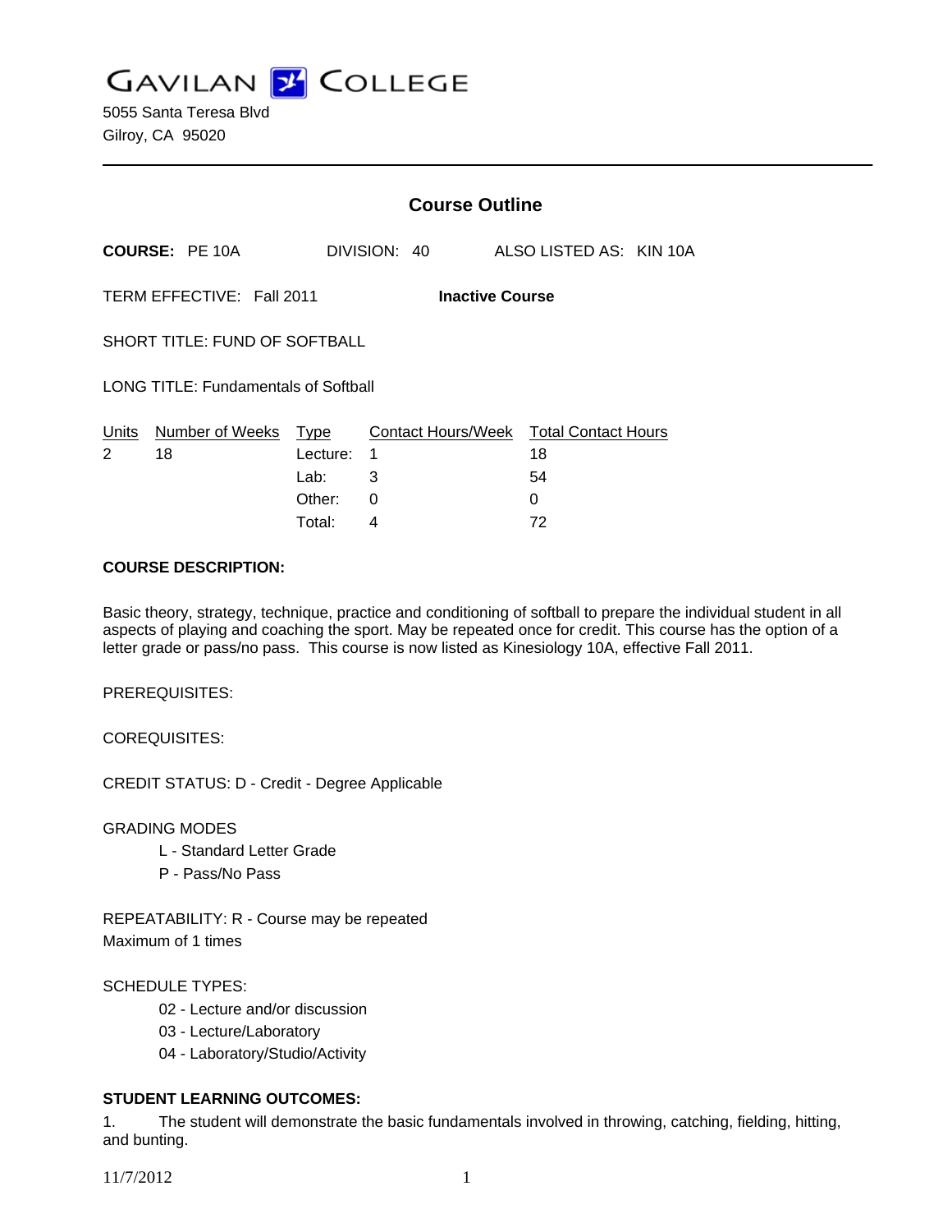# GAVILAN COLLEGE

5055 Santa Teresa Blvd
Gilroy, CA 95020

---

## Course Outline

**COURSE:** PE 10A DIVISION: 40 ALSO LISTED AS: KIN 10A

TERM EFFECTIVE: Fall 2011 **Inactive Course**

SHORT TITLE: FUND OF SOFTBALL

LONG TITLE: Fundamentals of Softball

| Units | Number of Weeks | Type | Contact Hours/Week | Total Contact Hours |
|---|---|---|---|---|
| 2 | 18 | Lecture: | 1 | 18 |
| | | Lab: | 3 | 54 |
| | | Other: | 0 | 0 |
| | | Total: | 4 | 72 |

**COURSE DESCRIPTION:**

Basic theory, strategy, technique, practice and conditioning of softball to prepare the individual student in all aspects of playing and coaching the sport. May be repeated once for credit. This course has the option of a letter grade or pass/no pass. This course is now listed as Kinesiology 10A, effective Fall 2011.

PREREQUISITES:

COREQUISITES:

CREDIT STATUS: D - Credit - Degree Applicable

GRADING MODES

L - Standard Letter Grade
P - Pass/No Pass

REPEATABILITY: R - Course may be repeated
Maximum of 1 times

SCHEDULE TYPES:

02 - Lecture and/or discussion
03 - Lecture/Laboratory
04 - Laboratory/Studio/Activity

**STUDENT LEARNING OUTCOMES:**

1. The student will demonstrate the basic fundamentals involved in throwing, catching, fielding, hitting, and bunting.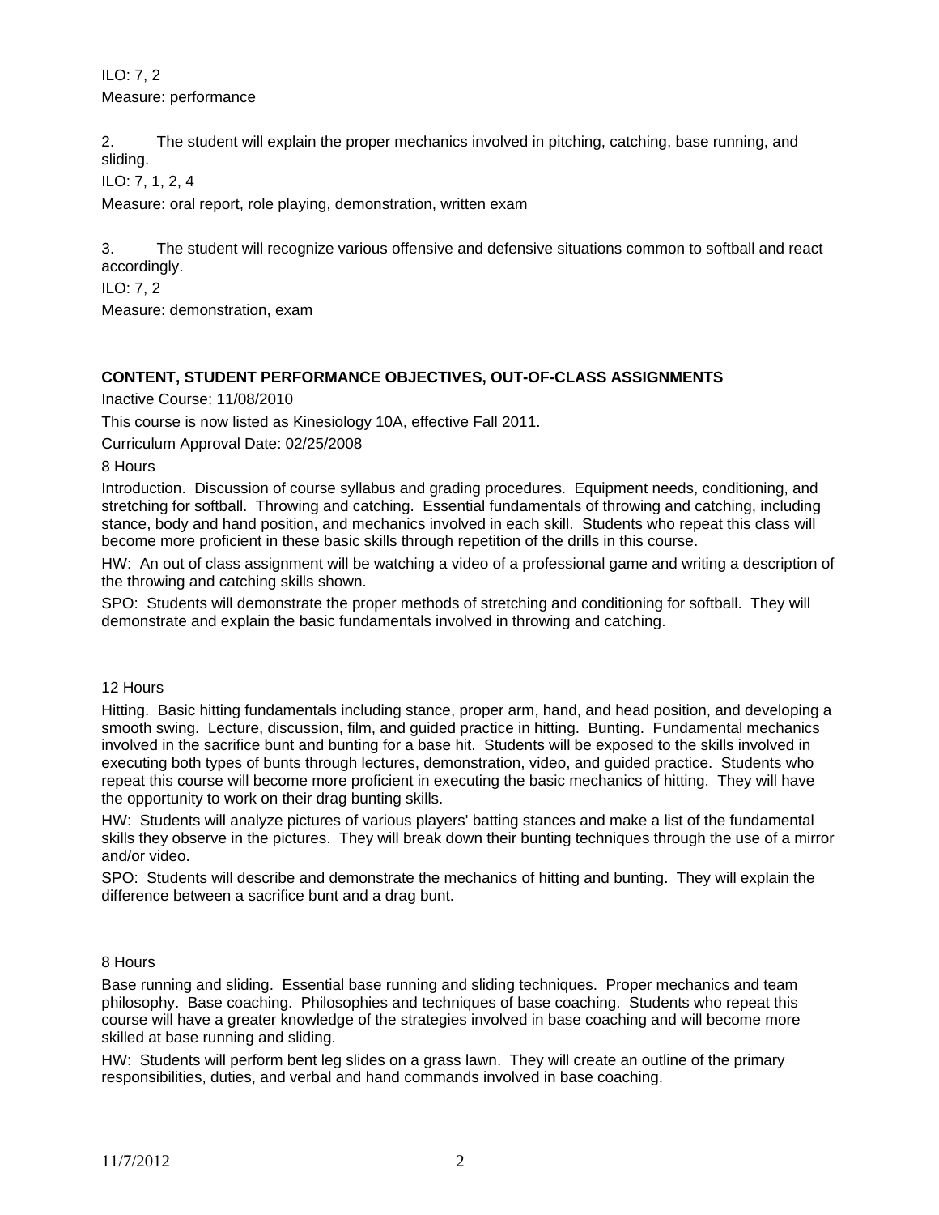ILO: 7, 2

Measure: performance

2. The student will explain the proper mechanics involved in pitching, catching, base running, and sliding.

ILO: 7, 1, 2, 4

Measure: oral report, role playing, demonstration, written exam

3. The student will recognize various offensive and defensive situations common to softball and react accordingly.

ILO: 7, 2

Measure: demonstration, exam

**CONTENT, STUDENT PERFORMANCE OBJECTIVES, OUT-OF-CLASS ASSIGNMENTS**

Inactive Course: 11/08/2010

This course is now listed as Kinesiology 10A, effective Fall 2011.

Curriculum Approval Date: 02/25/2008

8 Hours

Introduction. Discussion of course syllabus and grading procedures. Equipment needs, conditioning, and stretching for softball. Throwing and catching. Essential fundamentals of throwing and catching, including stance, body and hand position, and mechanics involved in each skill. Students who repeat this class will become more proficient in these basic skills through repetition of the drills in this course.

HW: An out of class assignment will be watching a video of a professional game and writing a description of the throwing and catching skills shown.

SPO: Students will demonstrate the proper methods of stretching and conditioning for softball. They will demonstrate and explain the basic fundamentals involved in throwing and catching.

12 Hours

Hitting. Basic hitting fundamentals including stance, proper arm, hand, and head position, and developing a smooth swing. Lecture, discussion, film, and guided practice in hitting. Bunting. Fundamental mechanics involved in the sacrifice bunt and bunting for a base hit. Students will be exposed to the skills involved in executing both types of bunts through lectures, demonstration, video, and guided practice. Students who repeat this course will become more proficient in executing the basic mechanics of hitting. They will have the opportunity to work on their drag bunting skills.

HW: Students will analyze pictures of various players' batting stances and make a list of the fundamental skills they observe in the pictures. They will break down their bunting techniques through the use of a mirror and/or video.

SPO: Students will describe and demonstrate the mechanics of hitting and bunting. They will explain the difference between a sacrifice bunt and a drag bunt.

8 Hours

Base running and sliding. Essential base running and sliding techniques. Proper mechanics and team philosophy. Base coaching. Philosophies and techniques of base coaching. Students who repeat this course will have a greater knowledge of the strategies involved in base coaching and will become more skilled at base running and sliding.

HW: Students will perform bent leg slides on a grass lawn. They will create an outline of the primary responsibilities, duties, and verbal and hand commands involved in base coaching.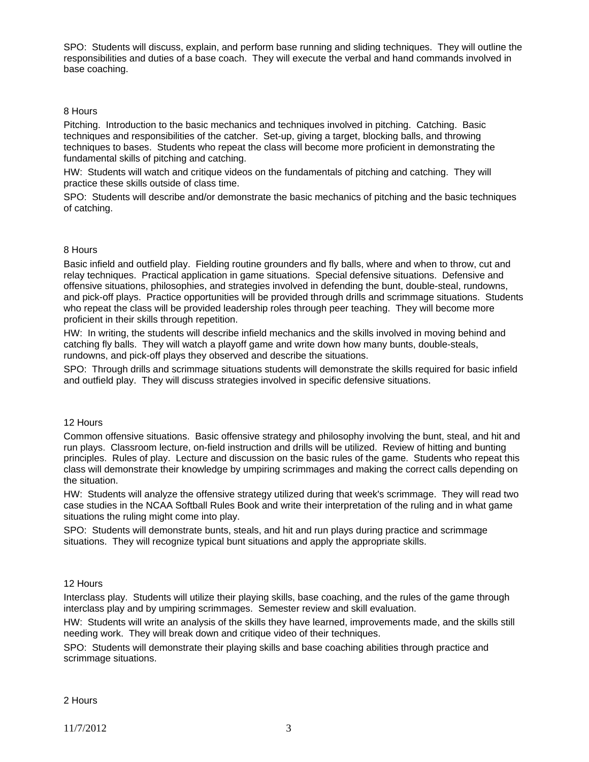SPO: Students will discuss, explain, and perform base running and sliding techniques. They will outline the responsibilities and duties of a base coach. They will execute the verbal and hand commands involved in base coaching.

8 Hours

Pitching. Introduction to the basic mechanics and techniques involved in pitching. Catching. Basic techniques and responsibilities of the catcher. Set-up, giving a target, blocking balls, and throwing techniques to bases. Students who repeat the class will become more proficient in demonstrating the fundamental skills of pitching and catching.

HW: Students will watch and critique videos on the fundamentals of pitching and catching. They will practice these skills outside of class time.

SPO: Students will describe and/or demonstrate the basic mechanics of pitching and the basic techniques of catching.

8 Hours

Basic infield and outfield play. Fielding routine grounders and fly balls, where and when to throw, cut and relay techniques. Practical application in game situations. Special defensive situations. Defensive and offensive situations, philosophies, and strategies involved in defending the bunt, double-steal, rundowns, and pick-off plays. Practice opportunities will be provided through drills and scrimmage situations. Students who repeat the class will be provided leadership roles through peer teaching. They will become more proficient in their skills through repetition.

HW: In writing, the students will describe infield mechanics and the skills involved in moving behind and catching fly balls. They will watch a playoff game and write down how many bunts, double-steals, rundowns, and pick-off plays they observed and describe the situations.

SPO: Through drills and scrimmage situations students will demonstrate the skills required for basic infield and outfield play. They will discuss strategies involved in specific defensive situations.

12 Hours

Common offensive situations. Basic offensive strategy and philosophy involving the bunt, steal, and hit and run plays. Classroom lecture, on-field instruction and drills will be utilized. Review of hitting and bunting principles. Rules of play. Lecture and discussion on the basic rules of the game. Students who repeat this class will demonstrate their knowledge by umpiring scrimmages and making the correct calls depending on the situation.

HW: Students will analyze the offensive strategy utilized during that week's scrimmage. They will read two case studies in the NCAA Softball Rules Book and write their interpretation of the ruling and in what game situations the ruling might come into play.

SPO: Students will demonstrate bunts, steals, and hit and run plays during practice and scrimmage situations. They will recognize typical bunt situations and apply the appropriate skills.

12 Hours

Interclass play. Students will utilize their playing skills, base coaching, and the rules of the game through interclass play and by umpiring scrimmages. Semester review and skill evaluation.

HW: Students will write an analysis of the skills they have learned, improvements made, and the skills still needing work. They will break down and critique video of their techniques.

SPO: Students will demonstrate their playing skills and base coaching abilities through practice and scrimmage situations.

2 Hours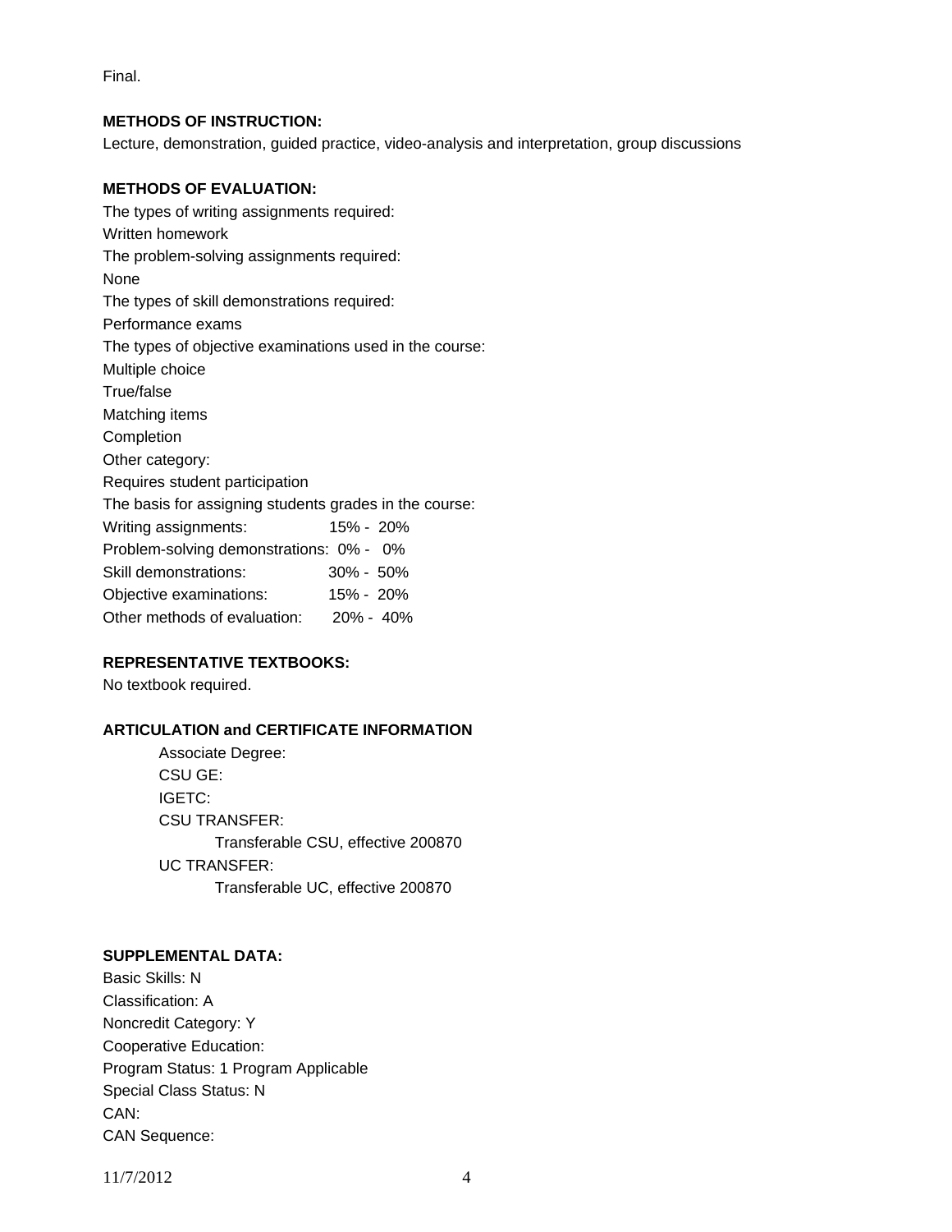Final.

**METHODS OF INSTRUCTION:**

Lecture, demonstration, guided practice, video-analysis and interpretation, group discussions

**METHODS OF EVALUATION:**

The types of writing assignments required:
Written homework
The problem-solving assignments required:
None
The types of skill demonstrations required:
Performance exams
The types of objective examinations used in the course:
Multiple choice
True/false
Matching items
Completion
Other category:
Requires student participation
The basis for assigning students grades in the course:

| | |
|---|---|
| Writing assignments: | 15% - 20% |
| Problem-solving demonstrations: | 0% - 0% |
| Skill demonstrations: | 30% - 50% |
| Objective examinations: | 15% - 20% |
| Other methods of evaluation: | 20% - 40% |

**REPRESENTATIVE TEXTBOOKS:**

No textbook required.

**ARTICULATION and CERTIFICATE INFORMATION**

Associate Degree:
CSU GE:
IGETC:
CSU TRANSFER:
    Transferable CSU, effective 200870
UC TRANSFER:
    Transferable UC, effective 200870

**SUPPLEMENTAL DATA:**

Basic Skills: N
Classification: A
Noncredit Category: Y
Cooperative Education:
Program Status: 1 Program Applicable
Special Class Status: N
CAN:
CAN Sequence: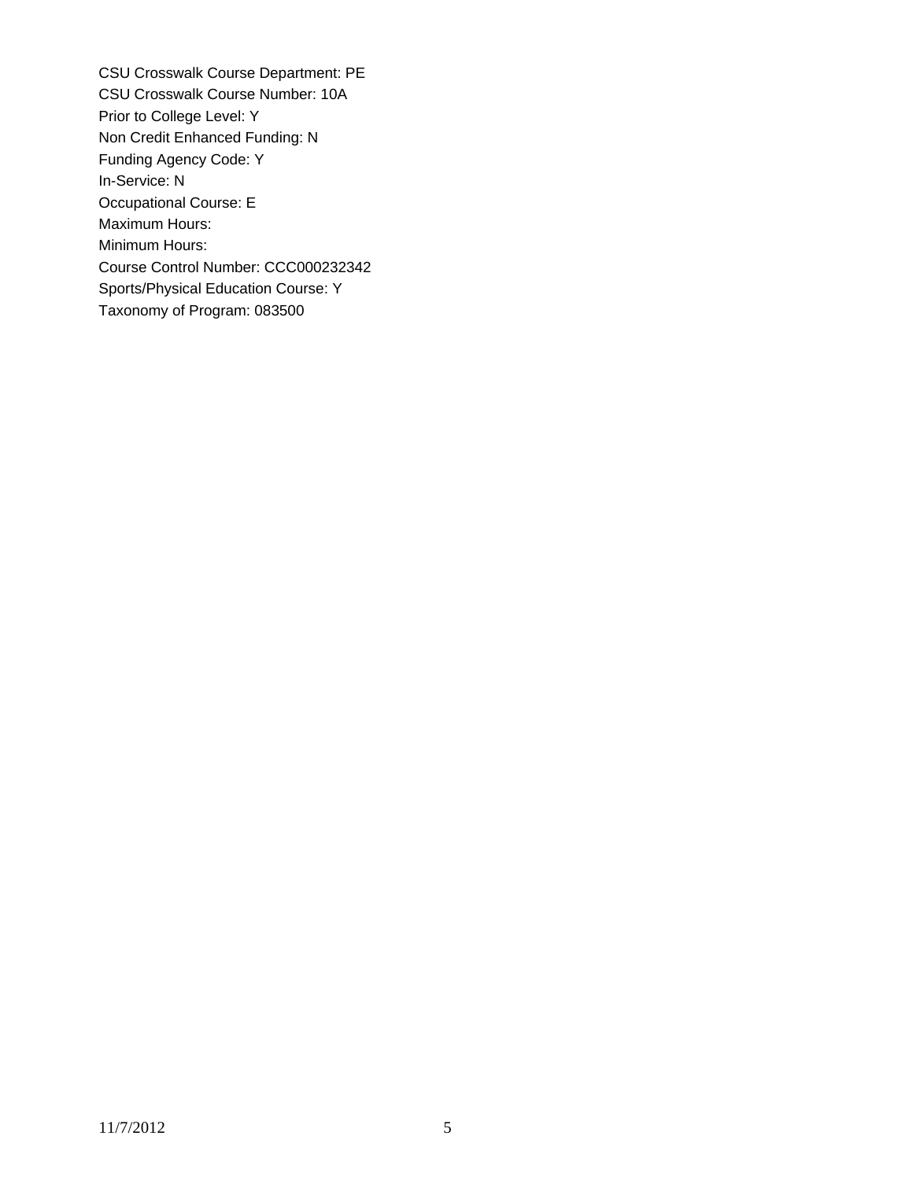CSU Crosswalk Course Department: PE
CSU Crosswalk Course Number: 10A
Prior to College Level: Y
Non Credit Enhanced Funding: N
Funding Agency Code: Y
In-Service: N
Occupational Course: E
Maximum Hours:
Minimum Hours:
Course Control Number: CCC000232342
Sports/Physical Education Course: Y
Taxonomy of Program: 083500